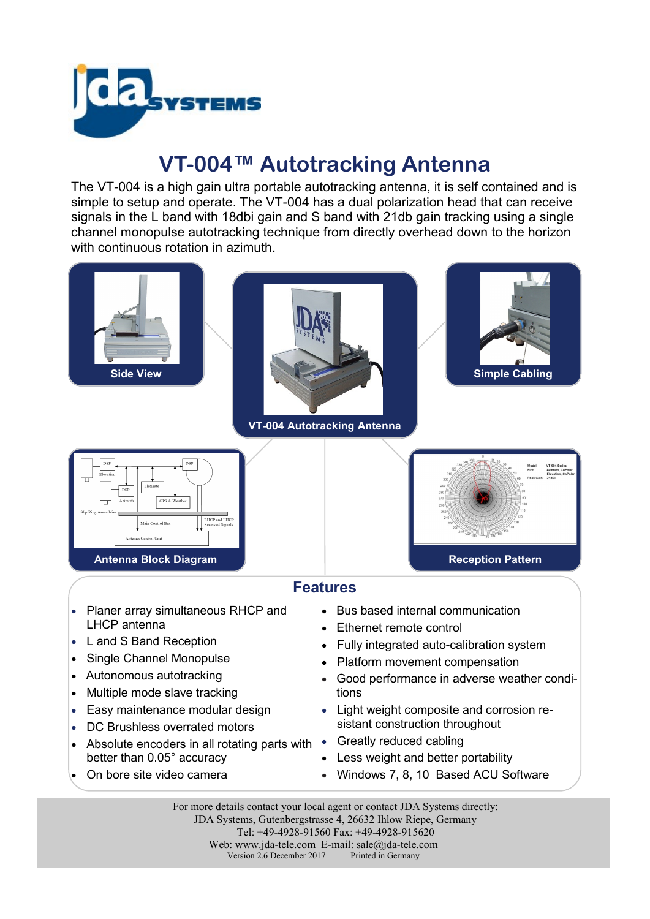# VT-004™ Autotracking Antenna

The VT-004 is a high gain ultra portable autotracking antenna, it is self contained and is simple to setup and operate. The VT-004 has a dual polarization head that can receive signals in the L band with 18dbi gain and S band with 21db gain tracking using a single channel monopulse autotracking technique from directly overhead down to the horizon with continuous rotation in azimuth.

Side View

VT-004 Autotracking Antenna

Simple Cabling

Antenna Block Diagram

Reception Pattern

## Features

- Planer array simultaneous RHCP and LHCP antenna
- L and S Band Reception
- Single Channel Monopulse
- Autonomous autotracking
- Multiple mode slave tracking
- Easy maintenance modular design
- DC Brushless overrated motors
- Absolute encoders in all rotating parts with better than 0.05° accuracy
- On bore site video camera
- Bus based internal communication
- Ethernet remote control
- Fully integrated auto-calibration system
- Platform movement compensation
- Good performance in adverse weather conditions
- Light weight composite and corrosion resistant construction throughout
- Greatly reduced cabling
- Less weight and better portability
- Windows 7, 8, 10 Based ACU Software

For more details contact your local agent or contact JDA Systems directly:
JDA Systems, Gutenbergstrasse 4, 26632 Ihlow Riepe, Germany
Tel: +49-4928-91560 Fax: +49-4928-915620
Web: www.jda-tele.com E-mail: sale@jda-tele.com
Version 2.6 December 2017 Printed in Germany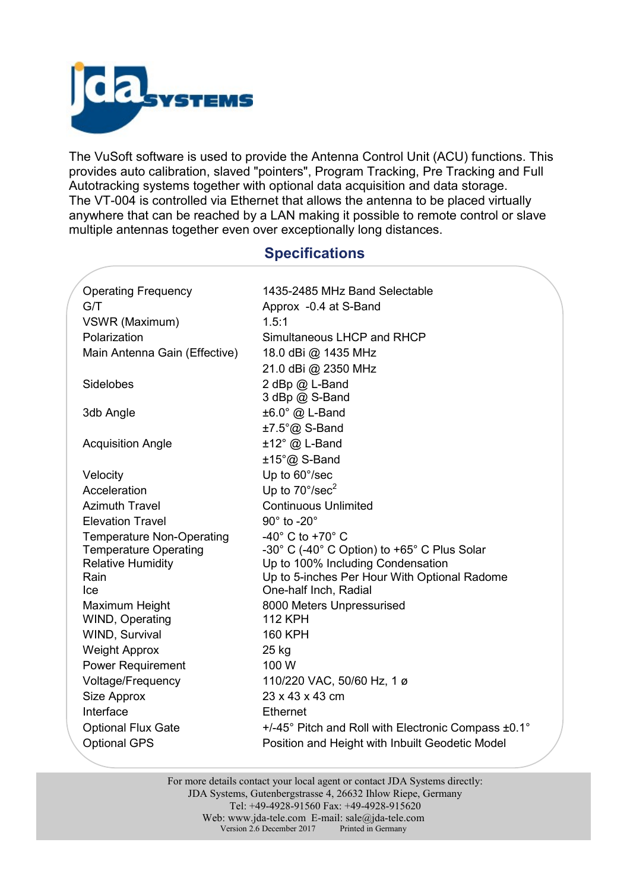The VuSoft software is used to provide the Antenna Control Unit (ACU) functions. This provides auto calibration, slaved "pointers", Program Tracking, Pre Tracking and Full Autotracking systems together with optional data acquisition and data storage.
The VT-004 is controlled via Ethernet that allows the antenna to be placed virtually anywhere that can be reached by a LAN making it possible to remote control or slave multiple antennas together even over exceptionally long distances.

## Specifications

| | |
|---|---|
| Operating Frequency | 1435-2485 MHz Band Selectable |
| G/T | Approx -0.4 at S-Band |
| VSWR (Maximum) | 1.5:1 |
| Polarization | Simultaneous LHCP and RHCP |
| Main Antenna Gain (Effective) | 18.0 dBi @ 1435 MHz<br>21.0 dBi @ 2350 MHz |
| Sidelobes | 2 dBp @ L-Band<br>3 dBp @ S-Band |
| 3db Angle | ±6.0° @ L-Band<br>±7.5°@ S-Band |
| Acquisition Angle | ±12° @ L-Band<br>±15°@ S-Band |
| Velocity | Up to 60°/sec |
| Acceleration | Up to 70°/sec$^2$ |
| Azimuth Travel | Continuous Unlimited |
| Elevation Travel | 90° to -20° |
| Temperature Non-Operating | -40° C to +70° C |
| Temperature Operating | -30° C (-40° C Option) to +65° C Plus Solar |
| Relative Humidity | Up to 100% Including Condensation |
| Rain | Up to 5-inches Per Hour With Optional Radome |
| Ice | One-half Inch, Radial |
| Maximum Height | 8000 Meters Unpressurised |
| WIND, Operating | 112 KPH |
| WIND, Survival | 160 KPH |
| Weight Approx | 25 kg |
| Power Requirement | 100 W |
| Voltage/Frequency | 110/220 VAC, 50/60 Hz, 1 ø |
| Size Approx | 23 x 43 x 43 cm |
| Interface | Ethernet |
| Optional Flux Gate | +/-45° Pitch and Roll with Electronic Compass ±0.1° |
| Optional GPS | Position and Height with Inbuilt Geodetic Model |

For more details contact your local agent or contact JDA Systems directly:
JDA Systems, Gutenbergstrasse 4, 26632 Ihlow Riepe, Germany
Tel: +49-4928-91560 Fax: +49-4928-915620
Web: www.jda-tele.com E-mail: sale@jda-tele.com
Version 2.6 December 2017 Printed in Germany